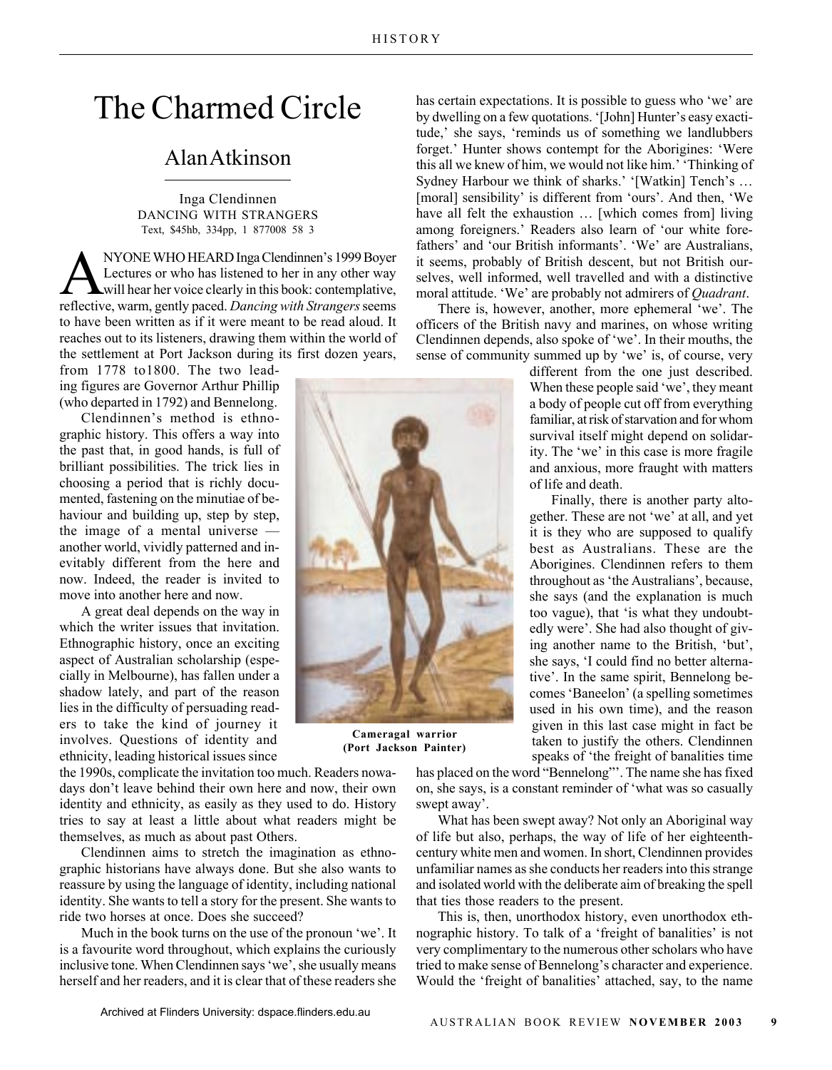# The Charmed Circle

## Alan Atkinson

Inga Clendinnen
DANCING WITH STRANGERS
Text, $45hb, 334pp, 1 877008 58 3

ANYONE WHO HEARD Inga Clendinnen's 1999 Boyer Lectures or who has listened to her in any other way will hear her voice clearly in this book: contemplative, reflective, warm, gently paced. *Dancing with Strangers* seems to have been written as if it were meant to be read aloud. It reaches out to its listeners, drawing them within the world of the settlement at Port Jackson during its first dozen years, from 1778 to1800. The two leading figures are Governor Arthur Phillip (who departed in 1792) and Bennelong.

Clendinnen's method is ethnographic history. This offers a way into the past that, in good hands, is full of brilliant possibilities. The trick lies in choosing a period that is richly documented, fastening on the minutiae of behaviour and building up, step by step, the image of a mental universe — another world, vividly patterned and inevitably different from the here and now. Indeed, the reader is invited to move into another here and now.

A great deal depends on the way in which the writer issues that invitation. Ethnographic history, once an exciting aspect of Australian scholarship (especially in Melbourne), has fallen under a shadow lately, and part of the reason lies in the difficulty of persuading readers to take the kind of journey it involves. Questions of identity and ethnicity, leading historical issues since the 1990s, complicate the invitation too much. Readers nowadays don't leave behind their own here and now, their own identity and ethnicity, as easily as they used to do. History tries to say at least a little about what readers might be themselves, as much as about past Others.

Clendinnen aims to stretch the imagination as ethnographic historians have always done. But she also wants to reassure by using the language of identity, including national identity. She wants to tell a story for the present. She wants to ride two horses at once. Does she succeed?

Much in the book turns on the use of the pronoun 'we'. It is a favourite word throughout, which explains the curiously inclusive tone. When Clendinnen says 'we', she usually means herself and her readers, and it is clear that of these readers she has certain expectations. It is possible to guess who 'we' are by dwelling on a few quotations. '[John] Hunter's easy exactitude,' she says, 'reminds us of something we landlubbers forget.' Hunter shows contempt for the Aborigines: 'Were this all we knew of him, we would not like him.' 'Thinking of Sydney Harbour we think of sharks.' '[Watkin] Tench's … [moral] sensibility' is different from 'ours'. And then, 'We have all felt the exhaustion … [which comes from] living among foreigners.' Readers also learn of 'our white forefathers' and 'our British informants'. 'We' are Australians, it seems, probably of British descent, but not British ourselves, well informed, well travelled and with a distinctive moral attitude. 'We' are probably not admirers of *Quadrant*.

There is, however, another, more ephemeral 'we'. The officers of the British navy and marines, on whose writing Clendinnen depends, also spoke of 'we'. In their mouths, the sense of community summed up by 'we' is, of course, very different from the one just described. When these people said 'we', they meant a body of people cut off from everything familiar, at risk of starvation and for whom survival itself might depend on solidarity. The 'we' in this case is more fragile and anxious, more fraught with matters of life and death.

Cameragal warrior (Port Jackson Painter)

Finally, there is another party altogether. These are not 'we' at all, and yet it is they who are supposed to qualify best as Australians. These are the Aborigines. Clendinnen refers to them throughout as 'the Australians', because, she says (and the explanation is much too vague), that 'is what they undoubtedly were'. She had also thought of giving another name to the British, 'but', she says, 'I could find no better alternative'. In the same spirit, Bennelong becomes 'Baneelon' (a spelling sometimes used in his own time), and the reason given in this last case might in fact be taken to justify the others. Clendinnen speaks of 'the freight of banalities time has placed on the word "Bennelong"'. The name she has fixed on, she says, is a constant reminder of 'what was so casually swept away'.

What has been swept away? Not only an Aboriginal way of life but also, perhaps, the way of life of her eighteenth-century white men and women. In short, Clendinnen provides unfamiliar names as she conducts her readers into this strange and isolated world with the deliberate aim of breaking the spell that ties those readers to the present.

This is, then, unorthodox history, even unorthodox ethnographic history. To talk of a 'freight of banalities' is not very complimentary to the numerous other scholars who have tried to make sense of Bennelong's character and experience. Would the 'freight of banalities' attached, say, to the name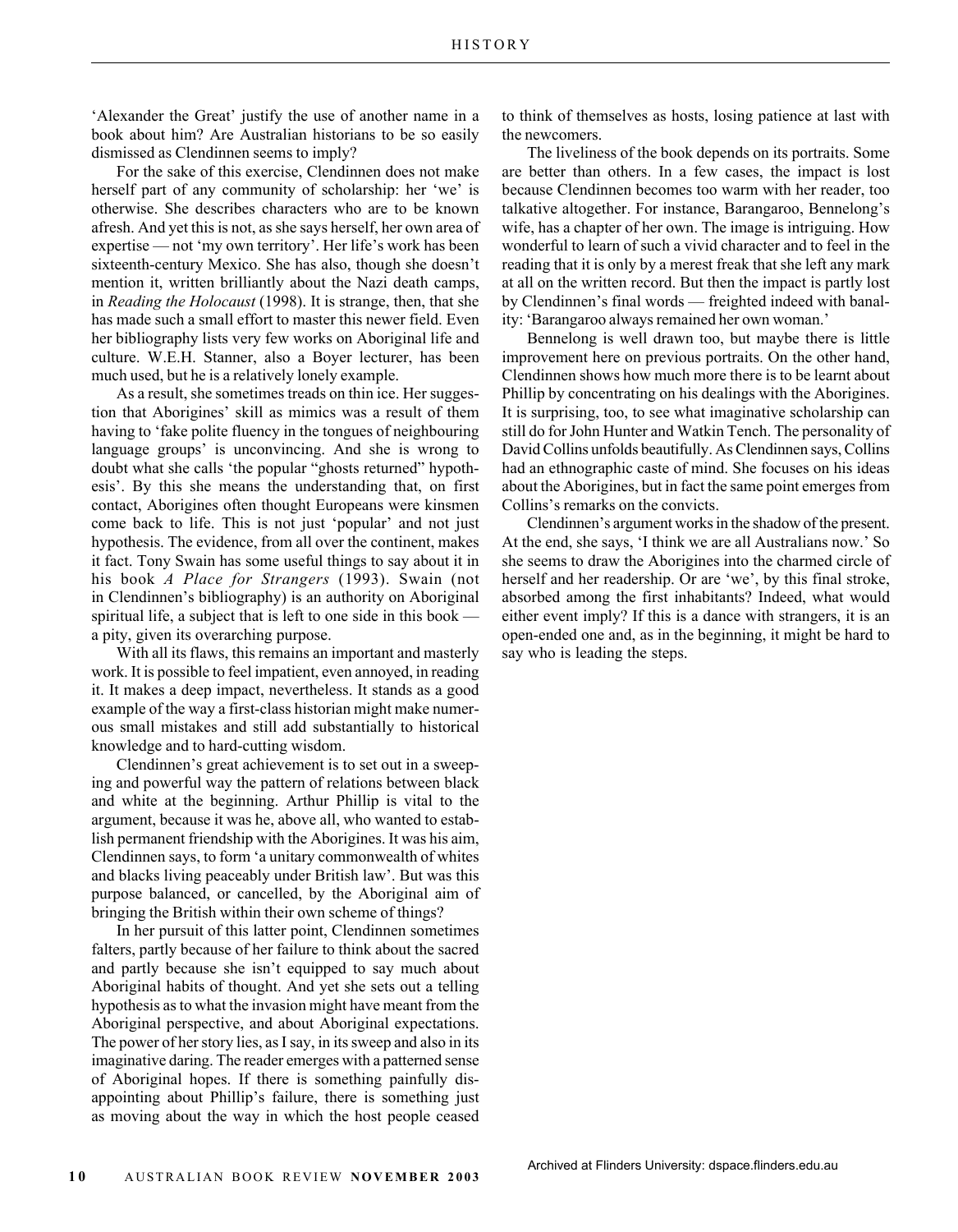'Alexander the Great' justify the use of another name in a book about him? Are Australian historians to be so easily dismissed as Clendinnen seems to imply?

For the sake of this exercise, Clendinnen does not make herself part of any community of scholarship: her 'we' is otherwise. She describes characters who are to be known afresh. And yet this is not, as she says herself, her own area of expertise — not 'my own territory'. Her life's work has been sixteenth-century Mexico. She has also, though she doesn't mention it, written brilliantly about the Nazi death camps, in *Reading the Holocaust* (1998). It is strange, then, that she has made such a small effort to master this newer field. Even her bibliography lists very few works on Aboriginal life and culture. W.E.H. Stanner, also a Boyer lecturer, has been much used, but he is a relatively lonely example.

As a result, she sometimes treads on thin ice. Her suggestion that Aborigines' skill as mimics was a result of them having to 'fake polite fluency in the tongues of neighbouring language groups' is unconvincing. And she is wrong to doubt what she calls 'the popular "ghosts returned" hypothesis'. By this she means the understanding that, on first contact, Aborigines often thought Europeans were kinsmen come back to life. This is not just 'popular' and not just hypothesis. The evidence, from all over the continent, makes it fact. Tony Swain has some useful things to say about it in his book *A Place for Strangers* (1993). Swain (not in Clendinnen's bibliography) is an authority on Aboriginal spiritual life, a subject that is left to one side in this book — a pity, given its overarching purpose.

With all its flaws, this remains an important and masterly work. It is possible to feel impatient, even annoyed, in reading it. It makes a deep impact, nevertheless. It stands as a good example of the way a first-class historian might make numerous small mistakes and still add substantially to historical knowledge and to hard-cutting wisdom.

Clendinnen's great achievement is to set out in a sweeping and powerful way the pattern of relations between black and white at the beginning. Arthur Phillip is vital to the argument, because it was he, above all, who wanted to establish permanent friendship with the Aborigines. It was his aim, Clendinnen says, to form 'a unitary commonwealth of whites and blacks living peaceably under British law'. But was this purpose balanced, or cancelled, by the Aboriginal aim of bringing the British within their own scheme of things?

In her pursuit of this latter point, Clendinnen sometimes falters, partly because of her failure to think about the sacred and partly because she isn't equipped to say much about Aboriginal habits of thought. And yet she sets out a telling hypothesis as to what the invasion might have meant from the Aboriginal perspective, and about Aboriginal expectations. The power of her story lies, as I say, in its sweep and also in its imaginative daring. The reader emerges with a patterned sense of Aboriginal hopes. If there is something painfully disappointing about Phillip's failure, there is something just as moving about the way in which the host people ceased to think of themselves as hosts, losing patience at last with the newcomers.

The liveliness of the book depends on its portraits. Some are better than others. In a few cases, the impact is lost because Clendinnen becomes too warm with her reader, too talkative altogether. For instance, Barangaroo, Bennelong's wife, has a chapter of her own. The image is intriguing. How wonderful to learn of such a vivid character and to feel in the reading that it is only by a merest freak that she left any mark at all on the written record. But then the impact is partly lost by Clendinnen's final words — freighted indeed with banality: 'Barangaroo always remained her own woman.'

Bennelong is well drawn too, but maybe there is little improvement here on previous portraits. On the other hand, Clendinnen shows how much more there is to be learnt about Phillip by concentrating on his dealings with the Aborigines. It is surprising, too, to see what imaginative scholarship can still do for John Hunter and Watkin Tench. The personality of David Collins unfolds beautifully. As Clendinnen says, Collins had an ethnographic caste of mind. She focuses on his ideas about the Aborigines, but in fact the same point emerges from Collins's remarks on the convicts.

Clendinnen's argument works in the shadow of the present. At the end, she says, 'I think we are all Australians now.' So she seems to draw the Aborigines into the charmed circle of herself and her readership. Or are 'we', by this final stroke, absorbed among the first inhabitants? Indeed, what would either event imply? If this is a dance with strangers, it is an open-ended one and, as in the beginning, it might be hard to say who is leading the steps.

Archived at Flinders University: dspace.flinders.edu.au